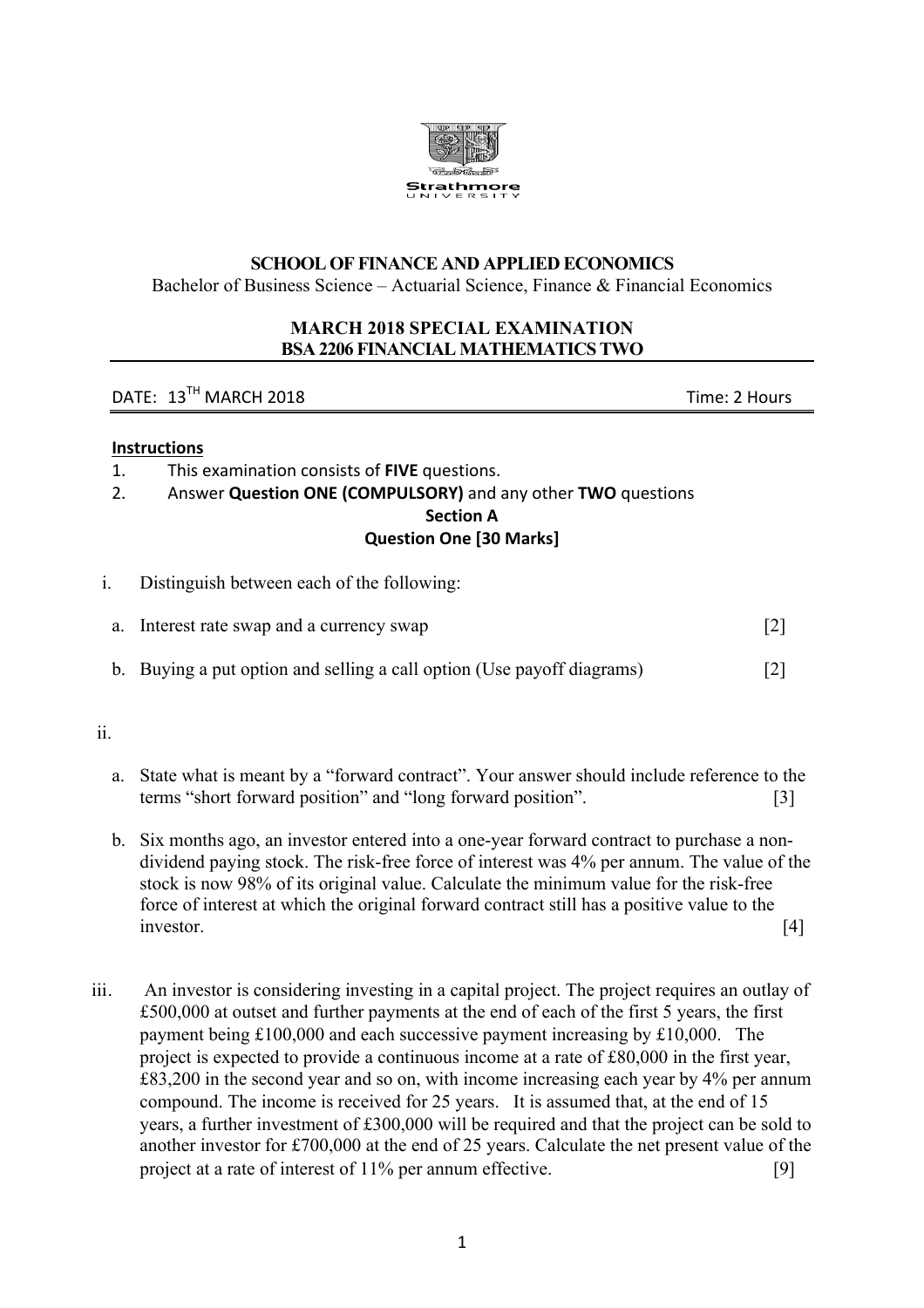Strathmore UNIVERSITY

**SCHOOL OF FINANCE AND APPLIED ECONOMICS**

Bachelor of Business Science – Actuarial Science, Finance & Financial Economics

**MARCH 2018 SPECIAL EXAMINATION**

**BSA 2206 FINANCIAL MATHEMATICS TWO**

DATE: 13TH MARCH 2018 Time: 2 Hours

**Instructions**

1. This examination consists of **FIVE** questions.
2. Answer **Question ONE (COMPULSORY)** and any other **TWO** questions

**Section A**

**Question One [30 Marks]**

i. Distinguish between each of the following:

   a. Interest rate swap and a currency swap [2]

   b. Buying a put option and selling a call option (Use payoff diagrams) [2]

ii.

   a. State what is meant by a "forward contract". Your answer should include reference to the terms "short forward position" and "long forward position". [3]

   b. Six months ago, an investor entered into a one-year forward contract to purchase a non-dividend paying stock. The risk-free force of interest was 4% per annum. The value of the stock is now 98% of its original value. Calculate the minimum value for the risk-free force of interest at which the original forward contract still has a positive value to the investor. [4]

iii. An investor is considering investing in a capital project. The project requires an outlay of £500,000 at outset and further payments at the end of each of the first 5 years, the first payment being £100,000 and each successive payment increasing by £10,000. The project is expected to provide a continuous income at a rate of £80,000 in the first year, £83,200 in the second year and so on, with income increasing each year by 4% per annum compound. The income is received for 25 years. It is assumed that, at the end of 15 years, a further investment of £300,000 will be required and that the project can be sold to another investor for £700,000 at the end of 25 years. Calculate the net present value of the project at a rate of interest of 11% per annum effective. [9]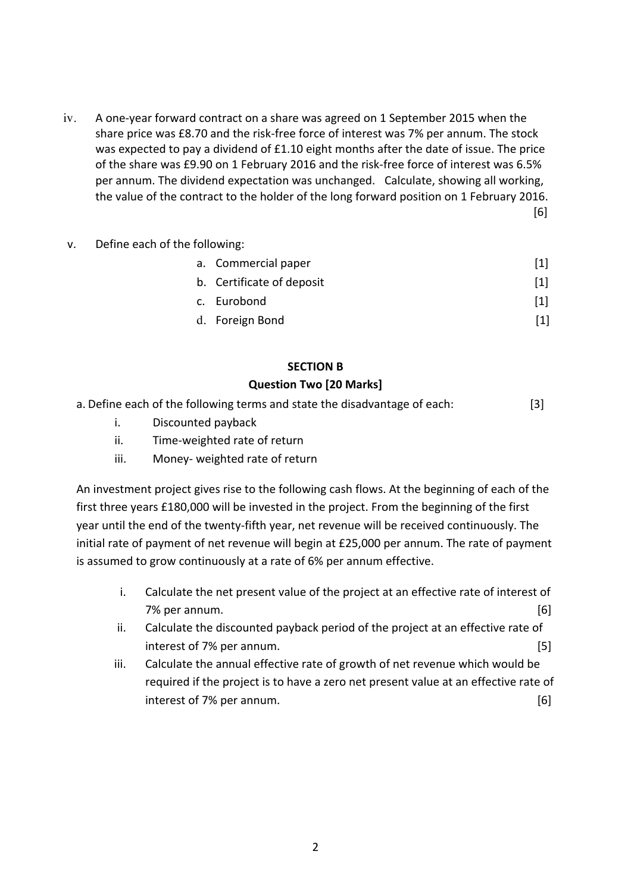iv. A one-year forward contract on a share was agreed on 1 September 2015 when the share price was £8.70 and the risk-free force of interest was 7% per annum. The stock was expected to pay a dividend of £1.10 eight months after the date of issue. The price of the share was £9.90 on 1 February 2016 and the risk-free force of interest was 6.5% per annum. The dividend expectation was unchanged. Calculate, showing all working, the value of the contract to the holder of the long forward position on 1 February 2016. [6]

v. Define each of the following:

   a. Commercial paper [1]
   b. Certificate of deposit [1]
   c. Eurobond [1]
   d. Foreign Bond [1]

## SECTION B

### Question Two [20 Marks]

a. Define each of the following terms and state the disadvantage of each: [3]

   i. Discounted payback
   ii. Time-weighted rate of return
   iii. Money- weighted rate of return

An investment project gives rise to the following cash flows. At the beginning of each of the first three years £180,000 will be invested in the project. From the beginning of the first year until the end of the twenty-fifth year, net revenue will be received continuously. The initial rate of payment of net revenue will begin at £25,000 per annum. The rate of payment is assumed to grow continuously at a rate of 6% per annum effective.

   i. Calculate the net present value of the project at an effective rate of interest of 7% per annum. [6]
   ii. Calculate the discounted payback period of the project at an effective rate of interest of 7% per annum. [5]
   iii. Calculate the annual effective rate of growth of net revenue which would be required if the project is to have a zero net present value at an effective rate of interest of 7% per annum. [6]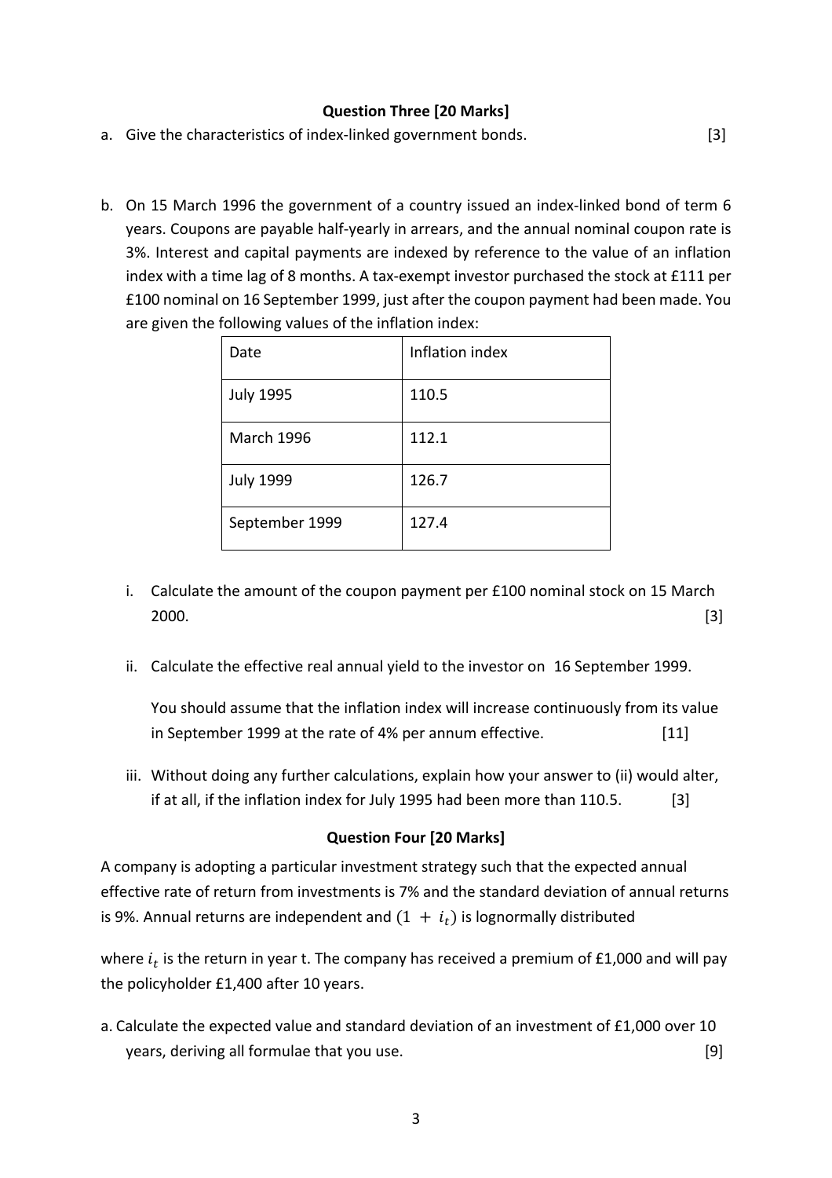**Question Three [20 Marks]**

a. Give the characteristics of index-linked government bonds. [3]

b. On 15 March 1996 the government of a country issued an index-linked bond of term 6 years. Coupons are payable half-yearly in arrears, and the annual nominal coupon rate is 3%. Interest and capital payments are indexed by reference to the value of an inflation index with a time lag of 8 months. A tax-exempt investor purchased the stock at £111 per £100 nominal on 16 September 1999, just after the coupon payment had been made. You are given the following values of the inflation index:

| Date | Inflation index |
|---|---|
| July 1995 | 110.5 |
| March 1996 | 112.1 |
| July 1999 | 126.7 |
| September 1999 | 127.4 |

i. Calculate the amount of the coupon payment per £100 nominal stock on 15 March 2000. [3]

ii. Calculate the effective real annual yield to the investor on 16 September 1999.

   You should assume that the inflation index will increase continuously from its value in September 1999 at the rate of 4% per annum effective. [11]

iii. Without doing any further calculations, explain how your answer to (ii) would alter, if at all, if the inflation index for July 1995 had been more than 110.5. [3]

**Question Four [20 Marks]**

A company is adopting a particular investment strategy such that the expected annual effective rate of return from investments is 7% and the standard deviation of annual returns is 9%. Annual returns are independent and $(1 + i_t)$ is lognormally distributed

where $i_t$ is the return in year t. The company has received a premium of £1,000 and will pay the policyholder £1,400 after 10 years.

a. Calculate the expected value and standard deviation of an investment of £1,000 over 10 years, deriving all formulae that you use. [9]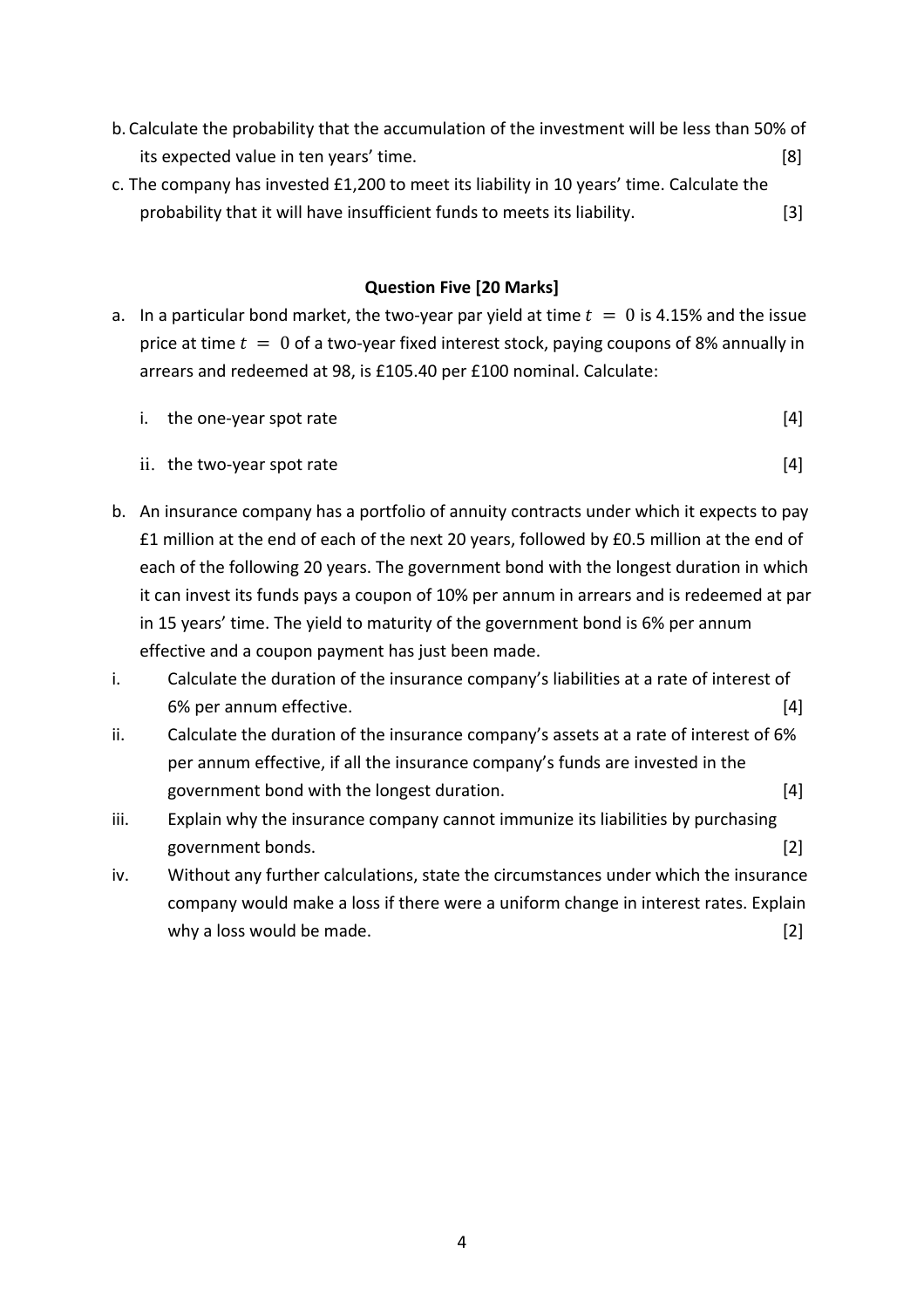b. Calculate the probability that the accumulation of the investment will be less than 50% of its expected value in ten years' time. [8]

c. The company has invested £1,200 to meet its liability in 10 years' time. Calculate the probability that it will have insufficient funds to meets its liability. [3]

## Question Five [20 Marks]

a. In a particular bond market, the two-year par yield at time $t = 0$ is 4.15% and the issue price at time $t = 0$ of a two-year fixed interest stock, paying coupons of 8% annually in arrears and redeemed at 98, is £105.40 per £100 nominal. Calculate:

   i. the one-year spot rate [4]

   ii. the two-year spot rate [4]

b. An insurance company has a portfolio of annuity contracts under which it expects to pay £1 million at the end of each of the next 20 years, followed by £0.5 million at the end of each of the following 20 years. The government bond with the longest duration in which it can invest its funds pays a coupon of 10% per annum in arrears and is redeemed at par in 15 years' time. The yield to maturity of the government bond is 6% per annum effective and a coupon payment has just been made.

i. Calculate the duration of the insurance company's liabilities at a rate of interest of 6% per annum effective. [4]

ii. Calculate the duration of the insurance company's assets at a rate of interest of 6% per annum effective, if all the insurance company's funds are invested in the government bond with the longest duration. [4]

iii. Explain why the insurance company cannot immunize its liabilities by purchasing government bonds. [2]

iv. Without any further calculations, state the circumstances under which the insurance company would make a loss if there were a uniform change in interest rates. Explain why a loss would be made. [2]